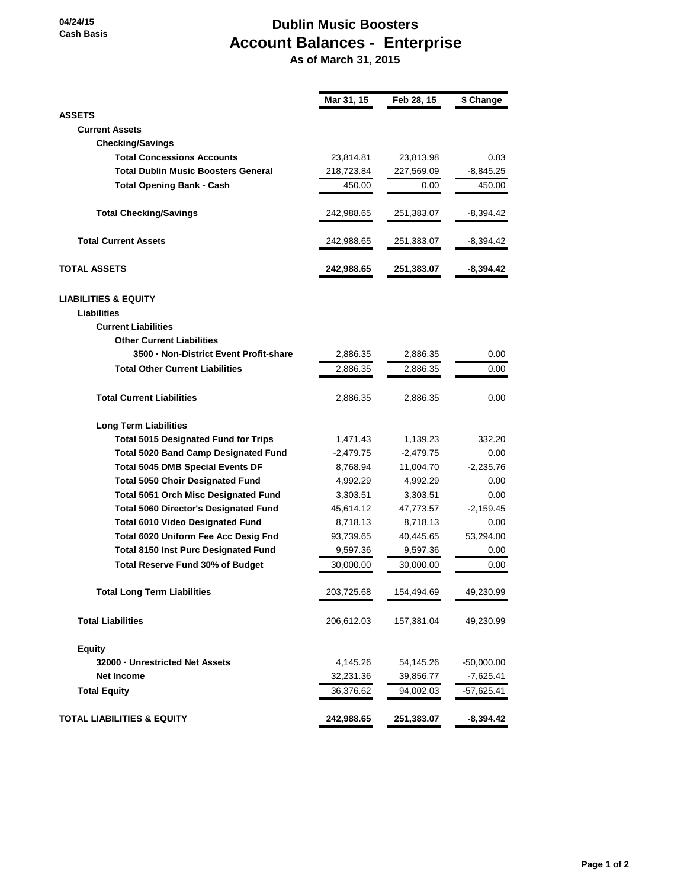04/24/15
Cash Basis

# Dublin Music Boosters
## Account Balances - Enterprise
### As of March 31, 2015

| | Mar 31, 15 | Feb 28, 15 | $ Change |
|---|---|---|---|
| **ASSETS** | | | |
| **Current Assets** | | | |
| **Checking/Savings** | | | |
| **Total Concessions Accounts** | 23,814.81 | 23,813.98 | 0.83 |
| **Total Dublin Music Boosters General** | 218,723.84 | 227,569.09 | -8,845.25 |
| **Total Opening Bank - Cash** | 450.00 | 0.00 | 450.00 |
| **Total Checking/Savings** | 242,988.65 | 251,383.07 | -8,394.42 |
| **Total Current Assets** | 242,988.65 | 251,383.07 | -8,394.42 |
| **TOTAL ASSETS** | **242,988.65** | **251,383.07** | **-8,394.42** |
| **LIABILITIES & EQUITY** | | | |
| **Liabilities** | | | |
| **Current Liabilities** | | | |
| **Other Current Liabilities** | | | |
| **3500 · Non-District Event Profit-share** | 2,886.35 | 2,886.35 | 0.00 |
| **Total Other Current Liabilities** | 2,886.35 | 2,886.35 | 0.00 |
| **Total Current Liabilities** | 2,886.35 | 2,886.35 | 0.00 |
| **Long Term Liabilities** | | | |
| **Total 5015 Designated Fund for Trips** | 1,471.43 | 1,139.23 | 332.20 |
| **Total 5020 Band Camp Designated Fund** | -2,479.75 | -2,479.75 | 0.00 |
| **Total 5045 DMB Special Events DF** | 8,768.94 | 11,004.70 | -2,235.76 |
| **Total 5050 Choir Designated Fund** | 4,992.29 | 4,992.29 | 0.00 |
| **Total 5051 Orch Misc Designated Fund** | 3,303.51 | 3,303.51 | 0.00 |
| **Total 5060 Director's Designated Fund** | 45,614.12 | 47,773.57 | -2,159.45 |
| **Total 6010 Video Designated Fund** | 8,718.13 | 8,718.13 | 0.00 |
| **Total 6020 Uniform Fee Acc Desig Fnd** | 93,739.65 | 40,445.65 | 53,294.00 |
| **Total 8150 Inst Purc Designated Fund** | 9,597.36 | 9,597.36 | 0.00 |
| **Total Reserve Fund 30% of Budget** | 30,000.00 | 30,000.00 | 0.00 |
| **Total Long Term Liabilities** | 203,725.68 | 154,494.69 | 49,230.99 |
| **Total Liabilities** | 206,612.03 | 157,381.04 | 49,230.99 |
| **Equity** | | | |
| **32000 · Unrestricted Net Assets** | 4,145.26 | 54,145.26 | -50,000.00 |
| **Net Income** | 32,231.36 | 39,856.77 | -7,625.41 |
| **Total Equity** | 36,376.62 | 94,002.03 | -57,625.41 |
| **TOTAL LIABILITIES & EQUITY** | **242,988.65** | **251,383.07** | **-8,394.42** |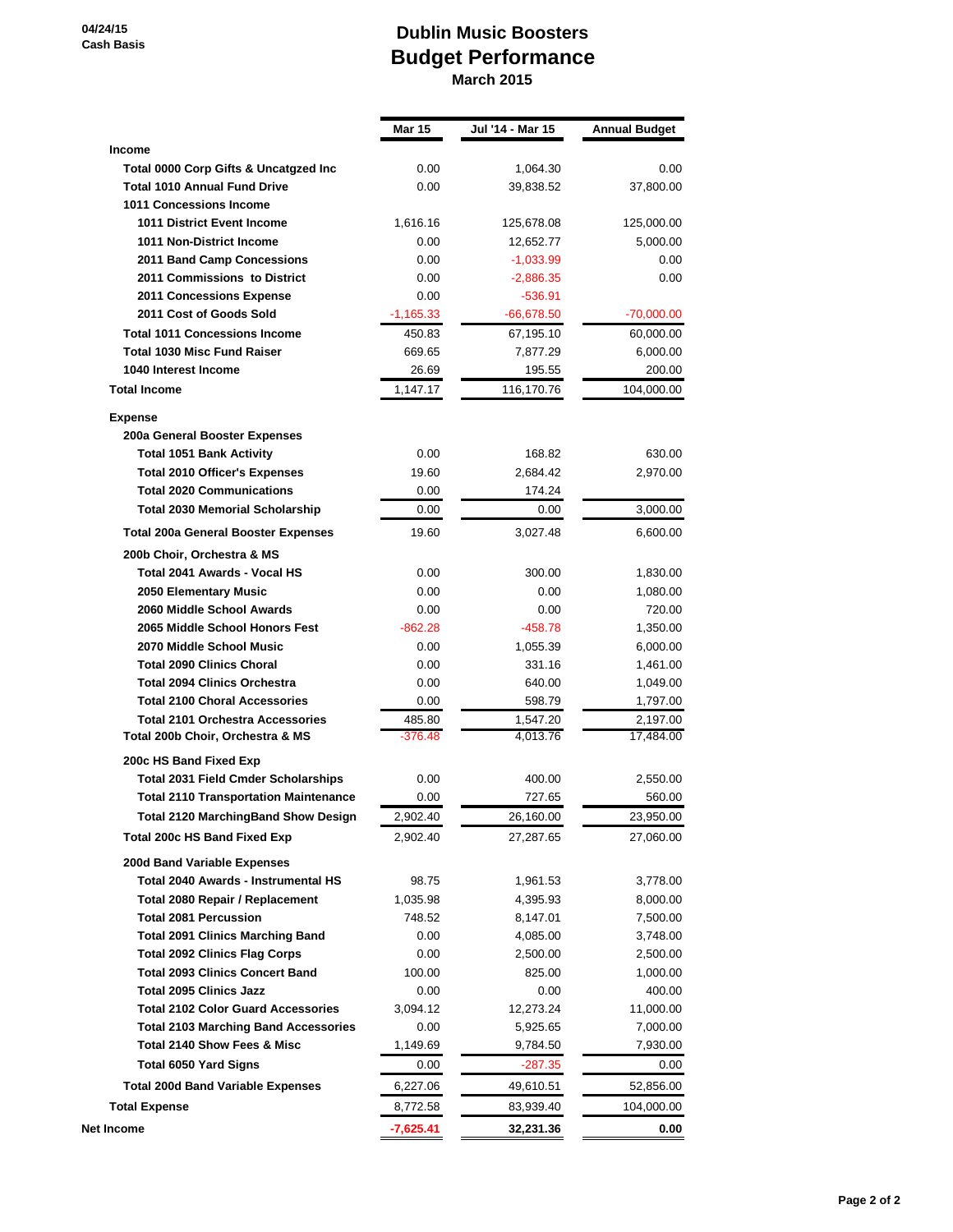04/24/15
Cash Basis

# Dublin Music Boosters
## Budget Performance
### March 2015

| | Mar 15 | Jul '14 - Mar 15 | Annual Budget |
|---|---|---|---|
| **Income** | | | |
| **Total 0000 Corp Gifts & Uncatgzed Inc** | 0.00 | 1,064.30 | 0.00 |
| **Total 1010 Annual Fund Drive** | 0.00 | 39,838.52 | 37,800.00 |
| **1011 Concessions Income** | | | |
| **1011 District Event Income** | 1,616.16 | 125,678.08 | 125,000.00 |
| **1011 Non-District Income** | 0.00 | 12,652.77 | 5,000.00 |
| **2011 Band Camp Concessions** | 0.00 | -1,033.99 | 0.00 |
| **2011 Commissions to District** | 0.00 | -2,886.35 | 0.00 |
| **2011 Concessions Expense** | 0.00 | -536.91 | |
| **2011 Cost of Goods Sold** | -1,165.33 | -66,678.50 | -70,000.00 |
| **Total 1011 Concessions Income** | 450.83 | 67,195.10 | 60,000.00 |
| **Total 1030 Misc Fund Raiser** | 669.65 | 7,877.29 | 6,000.00 |
| **1040 Interest Income** | 26.69 | 195.55 | 200.00 |
| **Total Income** | 1,147.17 | 116,170.76 | 104,000.00 |
| **Expense** | | | |
| **200a General Booster Expenses** | | | |
| **Total 1051 Bank Activity** | 0.00 | 168.82 | 630.00 |
| **Total 2010 Officer's Expenses** | 19.60 | 2,684.42 | 2,970.00 |
| **Total 2020 Communications** | 0.00 | 174.24 | |
| **Total 2030 Memorial Scholarship** | 0.00 | 0.00 | 3,000.00 |
| **Total 200a General Booster Expenses** | 19.60 | 3,027.48 | 6,600.00 |
| **200b Choir, Orchestra & MS** | | | |
| **Total 2041 Awards - Vocal HS** | 0.00 | 300.00 | 1,830.00 |
| **2050 Elementary Music** | 0.00 | 0.00 | 1,080.00 |
| **2060 Middle School Awards** | 0.00 | 0.00 | 720.00 |
| **2065 Middle School Honors Fest** | -862.28 | -458.78 | 1,350.00 |
| **2070 Middle School Music** | 0.00 | 1,055.39 | 6,000.00 |
| **Total 2090 Clinics Choral** | 0.00 | 331.16 | 1,461.00 |
| **Total 2094 Clinics Orchestra** | 0.00 | 640.00 | 1,049.00 |
| **Total 2100 Choral Accessories** | 0.00 | 598.79 | 1,797.00 |
| **Total 2101 Orchestra Accessories** | 485.80 | 1,547.20 | 2,197.00 |
| **Total 200b Choir, Orchestra & MS** | -376.48 | 4,013.76 | 17,484.00 |
| **200c HS Band Fixed Exp** | | | |
| **Total 2031 Field Cmder Scholarships** | 0.00 | 400.00 | 2,550.00 |
| **Total 2110 Transportation Maintenance** | 0.00 | 727.65 | 560.00 |
| **Total 2120 MarchingBand Show Design** | 2,902.40 | 26,160.00 | 23,950.00 |
| **Total 200c HS Band Fixed Exp** | 2,902.40 | 27,287.65 | 27,060.00 |
| **200d Band Variable Expenses** | | | |
| **Total 2040 Awards - Instrumental HS** | 98.75 | 1,961.53 | 3,778.00 |
| **Total 2080 Repair / Replacement** | 1,035.98 | 4,395.93 | 8,000.00 |
| **Total 2081 Percussion** | 748.52 | 8,147.01 | 7,500.00 |
| **Total 2091 Clinics Marching Band** | 0.00 | 4,085.00 | 3,748.00 |
| **Total 2092 Clinics Flag Corps** | 0.00 | 2,500.00 | 2,500.00 |
| **Total 2093 Clinics Concert Band** | 100.00 | 825.00 | 1,000.00 |
| **Total 2095 Clinics Jazz** | 0.00 | 0.00 | 400.00 |
| **Total 2102 Color Guard Accessories** | 3,094.12 | 12,273.24 | 11,000.00 |
| **Total 2103 Marching Band Accessories** | 0.00 | 5,925.65 | 7,000.00 |
| **Total 2140 Show Fees & Misc** | 1,149.69 | 9,784.50 | 7,930.00 |
| **Total 6050 Yard Signs** | 0.00 | -287.35 | 0.00 |
| **Total 200d Band Variable Expenses** | 6,227.06 | 49,610.51 | 52,856.00 |
| **Total Expense** | 8,772.58 | 83,939.40 | 104,000.00 |
| **Net Income** | **-7,625.41** | **32,231.36** | **0.00** |